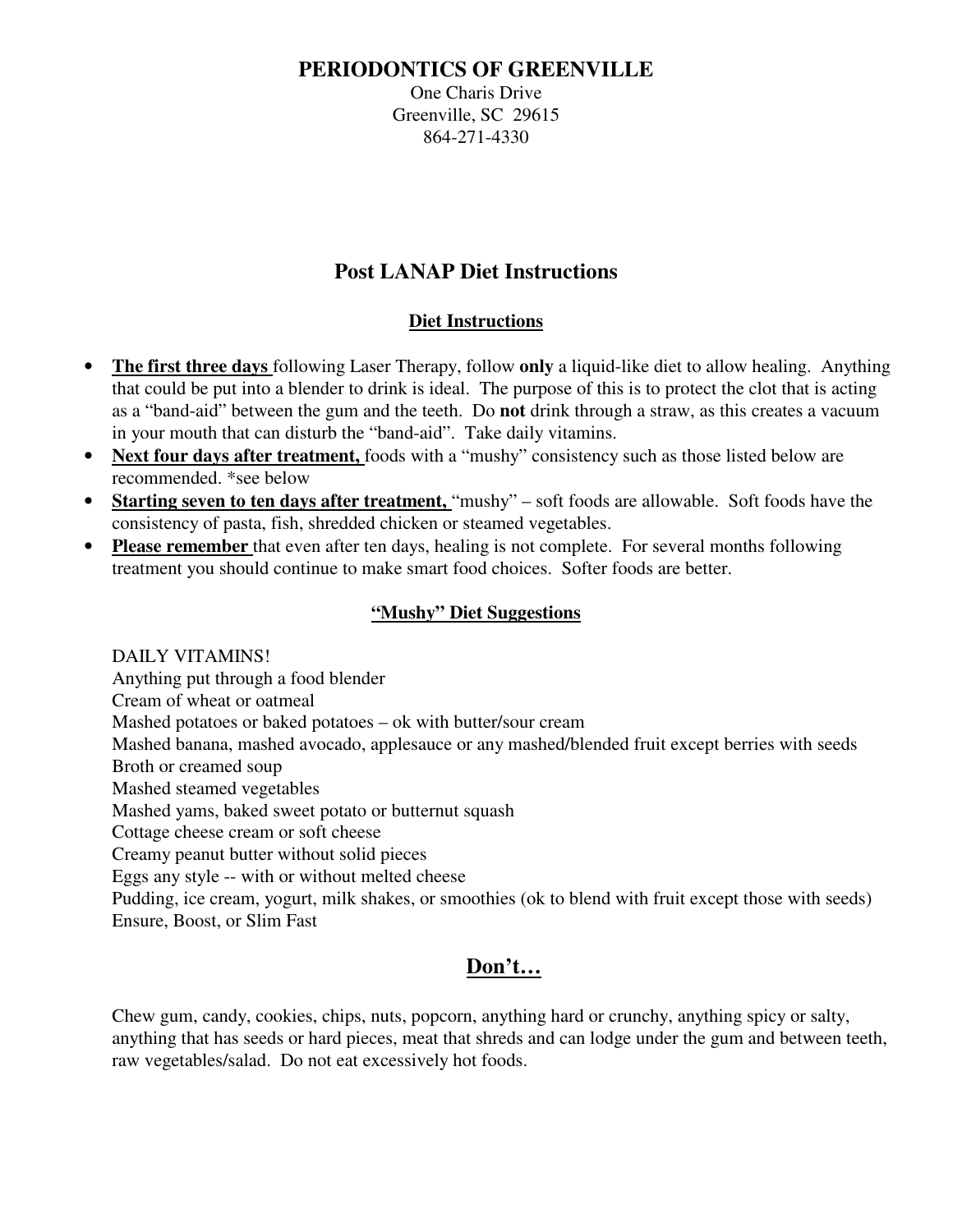# PERIODONTICS OF GREENVILLE

One Charis Drive
Greenville, SC 29615
864-271-4330

## Post LANAP Diet Instructions

### Diet Instructions

- **The first three days** following Laser Therapy, follow **only** a liquid-like diet to allow healing. Anything that could be put into a blender to drink is ideal. The purpose of this is to protect the clot that is acting as a "band-aid" between the gum and the teeth. Do **not** drink through a straw, as this creates a vacuum in your mouth that can disturb the "band-aid". Take daily vitamins.
- **Next four days after treatment,** foods with a "mushy" consistency such as those listed below are recommended. *see below
- **Starting seven to ten days after treatment,** "mushy" – soft foods are allowable. Soft foods have the consistency of pasta, fish, shredded chicken or steamed vegetables.
- **Please remember** that even after ten days, healing is not complete. For several months following treatment you should continue to make smart food choices. Softer foods are better.

### "Mushy" Diet Suggestions

DAILY VITAMINS!
Anything put through a food blender
Cream of wheat or oatmeal
Mashed potatoes or baked potatoes – ok with butter/sour cream
Mashed banana, mashed avocado, applesauce or any mashed/blended fruit except berries with seeds
Broth or creamed soup
Mashed steamed vegetables
Mashed yams, baked sweet potato or butternut squash
Cottage cheese cream or soft cheese
Creamy peanut butter without solid pieces
Eggs any style -- with or without melted cheese
Pudding, ice cream, yogurt, milk shakes, or smoothies (ok to blend with fruit except those with seeds)
Ensure, Boost, or Slim Fast

## Don't…

Chew gum, candy, cookies, chips, nuts, popcorn, anything hard or crunchy, anything spicy or salty, anything that has seeds or hard pieces, meat that shreds and can lodge under the gum and between teeth, raw vegetables/salad. Do not eat excessively hot foods.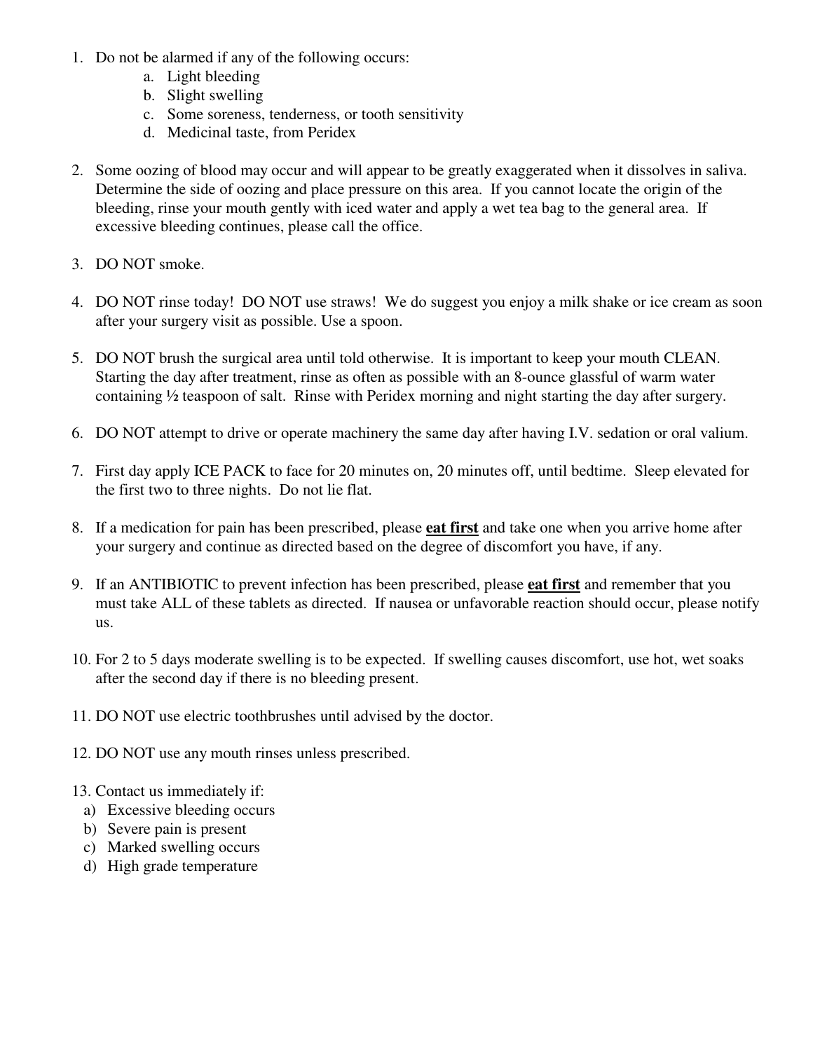1. Do not be alarmed if any of the following occurs:
    a. Light bleeding
    b. Slight swelling
    c. Some soreness, tenderness, or tooth sensitivity
    d. Medicinal taste, from Peridex

2. Some oozing of blood may occur and will appear to be greatly exaggerated when it dissolves in saliva. Determine the side of oozing and place pressure on this area. If you cannot locate the origin of the bleeding, rinse your mouth gently with iced water and apply a wet tea bag to the general area. If excessive bleeding continues, please call the office.

3. DO NOT smoke.

4. DO NOT rinse today! DO NOT use straws! We do suggest you enjoy a milk shake or ice cream as soon after your surgery visit as possible. Use a spoon.

5. DO NOT brush the surgical area until told otherwise. It is important to keep your mouth CLEAN. Starting the day after treatment, rinse as often as possible with an 8-ounce glassful of warm water containing ½ teaspoon of salt. Rinse with Peridex morning and night starting the day after surgery.

6. DO NOT attempt to drive or operate machinery the same day after having I.V. sedation or oral valium.

7. First day apply ICE PACK to face for 20 minutes on, 20 minutes off, until bedtime. Sleep elevated for the first two to three nights. Do not lie flat.

8. If a medication for pain has been prescribed, please **eat first** and take one when you arrive home after your surgery and continue as directed based on the degree of discomfort you have, if any.

9. If an ANTIBIOTIC to prevent infection has been prescribed, please **eat first** and remember that you must take ALL of these tablets as directed. If nausea or unfavorable reaction should occur, please notify us.

10. For 2 to 5 days moderate swelling is to be expected. If swelling causes discomfort, use hot, wet soaks after the second day if there is no bleeding present.

11. DO NOT use electric toothbrushes until advised by the doctor.

12. DO NOT use any mouth rinses unless prescribed.

13. Contact us immediately if:
    a) Excessive bleeding occurs
    b) Severe pain is present
    c) Marked swelling occurs
    d) High grade temperature